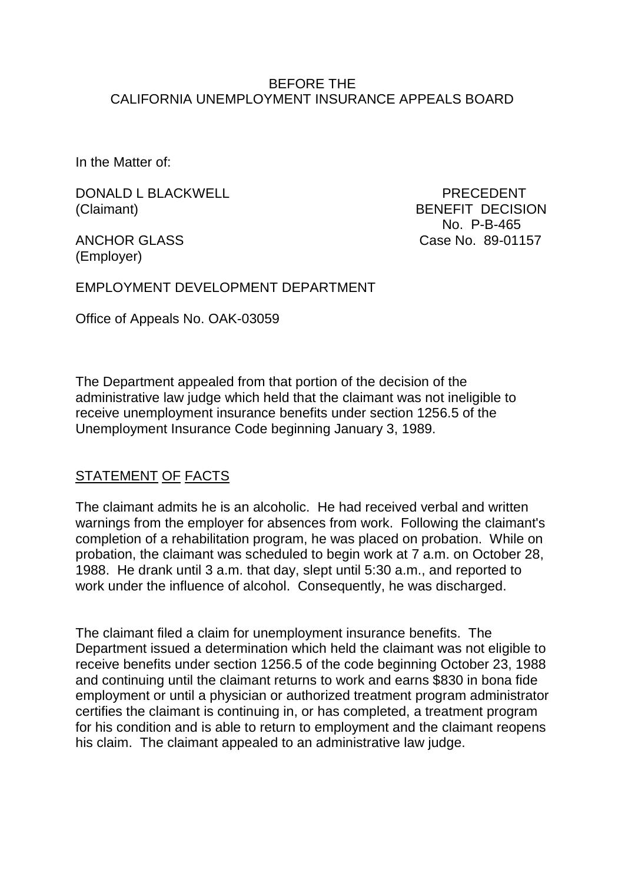BEFORE THE
CALIFORNIA UNEMPLOYMENT INSURANCE APPEALS BOARD

In the Matter of:

DONALD L BLACKWELL
(Claimant)

ANCHOR GLASS
(Employer)

PRECEDENT
BENEFIT DECISION
No. P-B-465
Case No. 89-01157

EMPLOYMENT DEVELOPMENT DEPARTMENT

Office of Appeals No. OAK-03059

The Department appealed from that portion of the decision of the administrative law judge which held that the claimant was not ineligible to receive unemployment insurance benefits under section 1256.5 of the Unemployment Insurance Code beginning January 3, 1989.

## STATEMENT OF FACTS

The claimant admits he is an alcoholic. He had received verbal and written warnings from the employer for absences from work. Following the claimant's completion of a rehabilitation program, he was placed on probation. While on probation, the claimant was scheduled to begin work at 7 a.m. on October 28, 1988. He drank until 3 a.m. that day, slept until 5:30 a.m., and reported to work under the influence of alcohol. Consequently, he was discharged.

The claimant filed a claim for unemployment insurance benefits. The Department issued a determination which held the claimant was not eligible to receive benefits under section 1256.5 of the code beginning October 23, 1988 and continuing until the claimant returns to work and earns $830 in bona fide employment or until a physician or authorized treatment program administrator certifies the claimant is continuing in, or has completed, a treatment program for his condition and is able to return to employment and the claimant reopens his claim. The claimant appealed to an administrative law judge.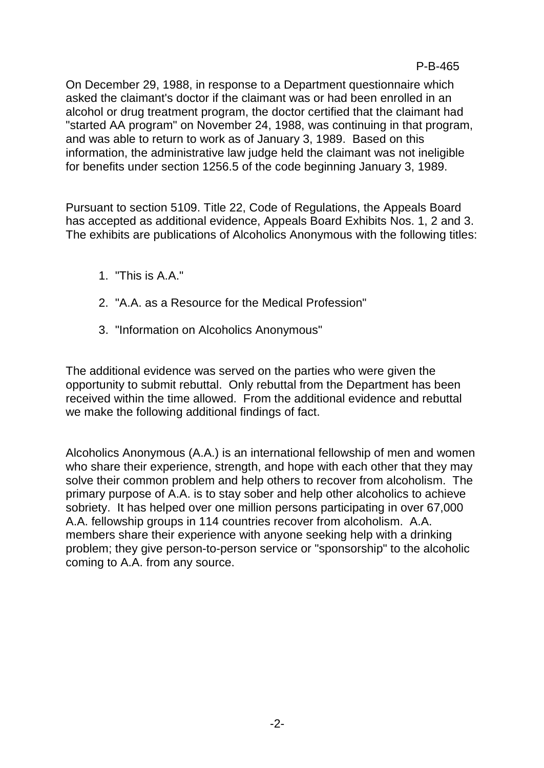On December 29, 1988, in response to a Department questionnaire which asked the claimant's doctor if the claimant was or had been enrolled in an alcohol or drug treatment program, the doctor certified that the claimant had "started AA program" on November 24, 1988, was continuing in that program, and was able to return to work as of January 3, 1989. Based on this information, the administrative law judge held the claimant was not ineligible for benefits under section 1256.5 of the code beginning January 3, 1989.

Pursuant to section 5109. Title 22, Code of Regulations, the Appeals Board has accepted as additional evidence, Appeals Board Exhibits Nos. 1, 2 and 3. The exhibits are publications of Alcoholics Anonymous with the following titles:

1. "This is A.A."
2. "A.A. as a Resource for the Medical Profession"
3. "Information on Alcoholics Anonymous"

The additional evidence was served on the parties who were given the opportunity to submit rebuttal. Only rebuttal from the Department has been received within the time allowed. From the additional evidence and rebuttal we make the following additional findings of fact.

Alcoholics Anonymous (A.A.) is an international fellowship of men and women who share their experience, strength, and hope with each other that they may solve their common problem and help others to recover from alcoholism. The primary purpose of A.A. is to stay sober and help other alcoholics to achieve sobriety. It has helped over one million persons participating in over 67,000 A.A. fellowship groups in 114 countries recover from alcoholism. A.A. members share their experience with anyone seeking help with a drinking problem; they give person-to-person service or "sponsorship" to the alcoholic coming to A.A. from any source.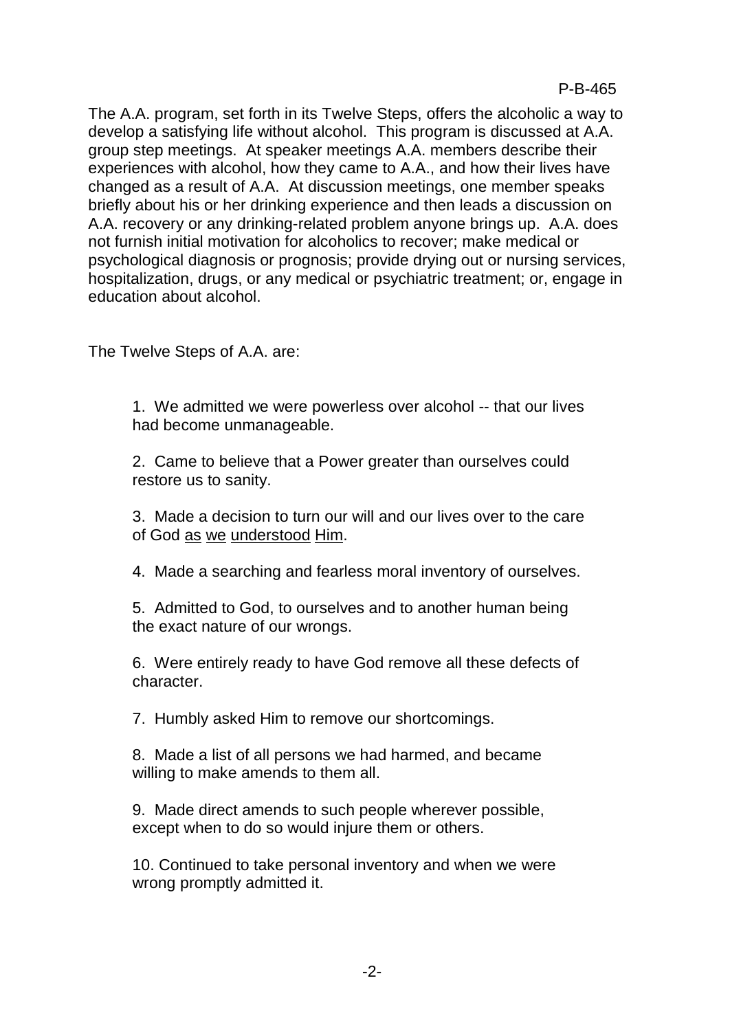P-B-465

The A.A. program, set forth in its Twelve Steps, offers the alcoholic a way to develop a satisfying life without alcohol. This program is discussed at A.A. group step meetings. At speaker meetings A.A. members describe their experiences with alcohol, how they came to A.A., and how their lives have changed as a result of A.A. At discussion meetings, one member speaks briefly about his or her drinking experience and then leads a discussion on A.A. recovery or any drinking-related problem anyone brings up. A.A. does not furnish initial motivation for alcoholics to recover; make medical or psychological diagnosis or prognosis; provide drying out or nursing services, hospitalization, drugs, or any medical or psychiatric treatment; or, engage in education about alcohol.

The Twelve Steps of A.A. are:

> 1. We admitted we were powerless over alcohol -- that our lives had become unmanageable.
>
> 2. Came to believe that a Power greater than ourselves could restore us to sanity.
>
> 3. Made a decision to turn our will and our lives over to the care of God <u>as we understood Him</u>.
>
> 4. Made a searching and fearless moral inventory of ourselves.
>
> 5. Admitted to God, to ourselves and to another human being the exact nature of our wrongs.
>
> 6. Were entirely ready to have God remove all these defects of character.
>
> 7. Humbly asked Him to remove our shortcomings.
>
> 8. Made a list of all persons we had harmed, and became willing to make amends to them all.
>
> 9. Made direct amends to such people wherever possible, except when to do so would injure them or others.
>
> 10. Continued to take personal inventory and when we were wrong promptly admitted it.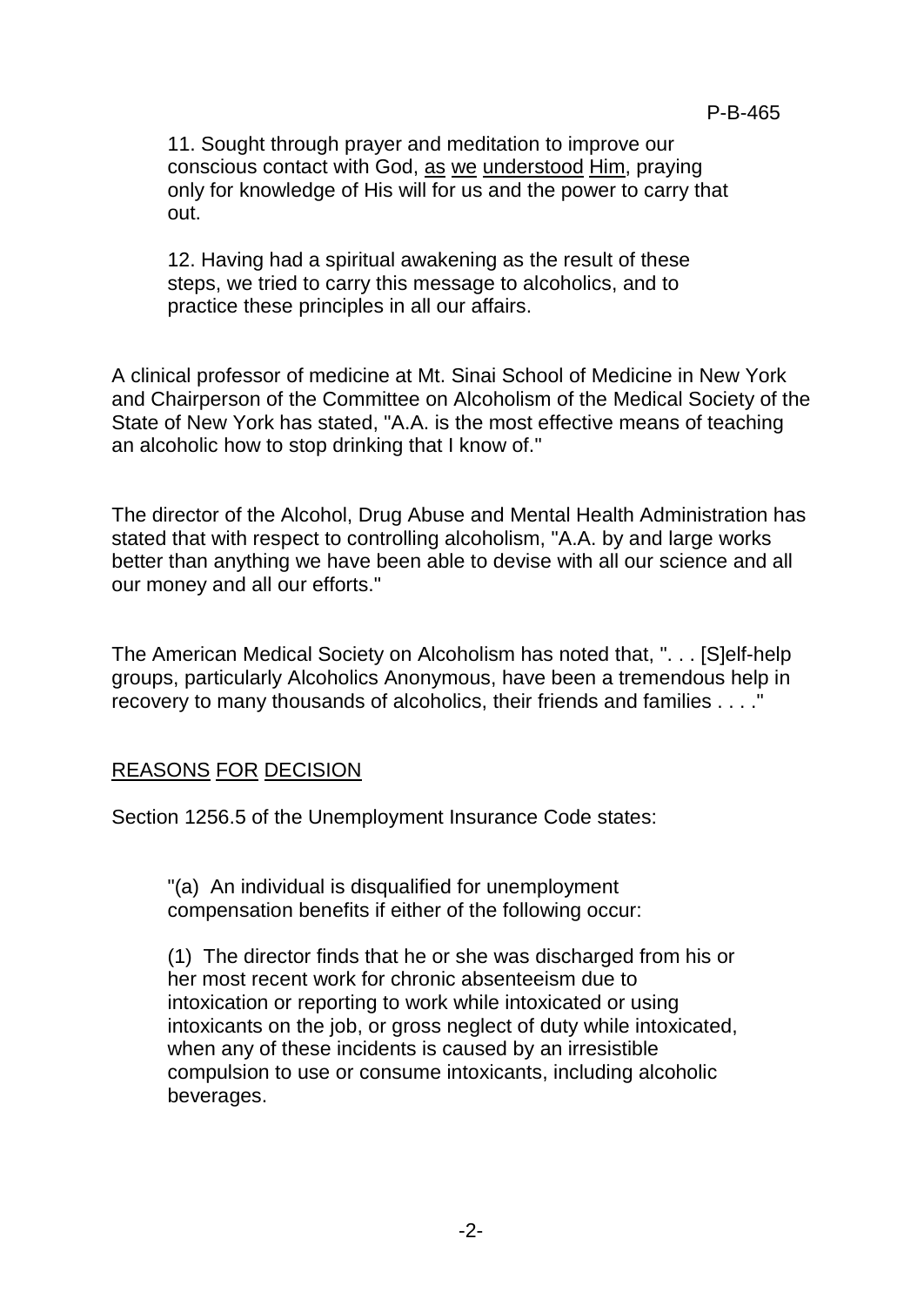11. Sought through prayer and meditation to improve our conscious contact with God, as we understood Him, praying only for knowledge of His will for us and the power to carry that out.

12. Having had a spiritual awakening as the result of these steps, we tried to carry this message to alcoholics, and to practice these principles in all our affairs.

A clinical professor of medicine at Mt. Sinai School of Medicine in New York and Chairperson of the Committee on Alcoholism of the Medical Society of the State of New York has stated, "A.A. is the most effective means of teaching an alcoholic how to stop drinking that I know of."

The director of the Alcohol, Drug Abuse and Mental Health Administration has stated that with respect to controlling alcoholism, "A.A. by and large works better than anything we have been able to devise with all our science and all our money and all our efforts."

The American Medical Society on Alcoholism has noted that, ". . . [S]elf-help groups, particularly Alcoholics Anonymous, have been a tremendous help in recovery to many thousands of alcoholics, their friends and families . . . ."

## REASONS FOR DECISION

Section 1256.5 of the Unemployment Insurance Code states:

> "(a) An individual is disqualified for unemployment compensation benefits if either of the following occur:
>
> (1) The director finds that he or she was discharged from his or her most recent work for chronic absenteeism due to intoxication or reporting to work while intoxicated or using intoxicants on the job, or gross neglect of duty while intoxicated, when any of these incidents is caused by an irresistible compulsion to use or consume intoxicants, including alcoholic beverages.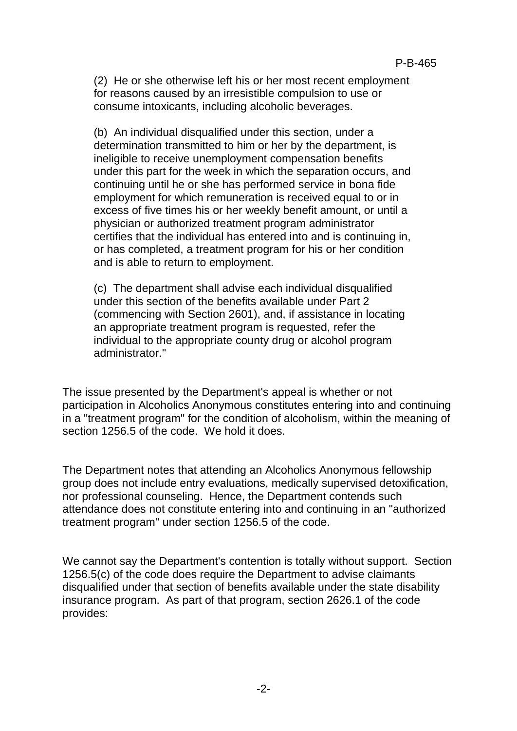(2) He or she otherwise left his or her most recent employment for reasons caused by an irresistible compulsion to use or consume intoxicants, including alcoholic beverages.

(b) An individual disqualified under this section, under a determination transmitted to him or her by the department, is ineligible to receive unemployment compensation benefits under this part for the week in which the separation occurs, and continuing until he or she has performed service in bona fide employment for which remuneration is received equal to or in excess of five times his or her weekly benefit amount, or until a physician or authorized treatment program administrator certifies that the individual has entered into and is continuing in, or has completed, a treatment program for his or her condition and is able to return to employment.

(c) The department shall advise each individual disqualified under this section of the benefits available under Part 2 (commencing with Section 2601), and, if assistance in locating an appropriate treatment program is requested, refer the individual to the appropriate county drug or alcohol program administrator."

The issue presented by the Department's appeal is whether or not participation in Alcoholics Anonymous constitutes entering into and continuing in a "treatment program" for the condition of alcoholism, within the meaning of section 1256.5 of the code. We hold it does.

The Department notes that attending an Alcoholics Anonymous fellowship group does not include entry evaluations, medically supervised detoxification, nor professional counseling. Hence, the Department contends such attendance does not constitute entering into and continuing in an "authorized treatment program" under section 1256.5 of the code.

We cannot say the Department's contention is totally without support. Section 1256.5(c) of the code does require the Department to advise claimants disqualified under that section of benefits available under the state disability insurance program. As part of that program, section 2626.1 of the code provides: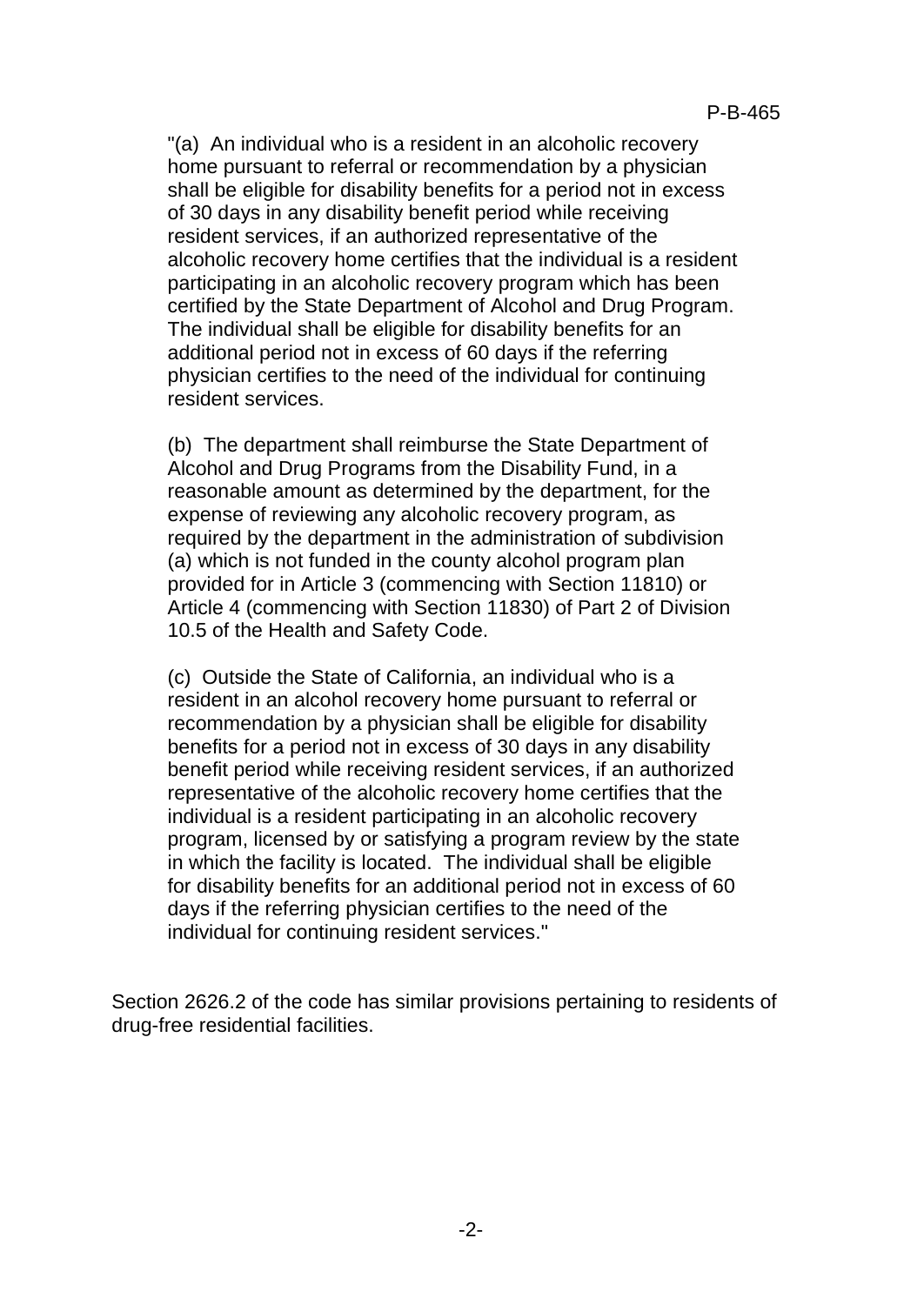"(a) An individual who is a resident in an alcoholic recovery home pursuant to referral or recommendation by a physician shall be eligible for disability benefits for a period not in excess of 30 days in any disability benefit period while receiving resident services, if an authorized representative of the alcoholic recovery home certifies that the individual is a resident participating in an alcoholic recovery program which has been certified by the State Department of Alcohol and Drug Program. The individual shall be eligible for disability benefits for an additional period not in excess of 60 days if the referring physician certifies to the need of the individual for continuing resident services.

(b) The department shall reimburse the State Department of Alcohol and Drug Programs from the Disability Fund, in a reasonable amount as determined by the department, for the expense of reviewing any alcoholic recovery program, as required by the department in the administration of subdivision (a) which is not funded in the county alcohol program plan provided for in Article 3 (commencing with Section 11810) or Article 4 (commencing with Section 11830) of Part 2 of Division 10.5 of the Health and Safety Code.

(c) Outside the State of California, an individual who is a resident in an alcohol recovery home pursuant to referral or recommendation by a physician shall be eligible for disability benefits for a period not in excess of 30 days in any disability benefit period while receiving resident services, if an authorized representative of the alcoholic recovery home certifies that the individual is a resident participating in an alcoholic recovery program, licensed by or satisfying a program review by the state in which the facility is located. The individual shall be eligible for disability benefits for an additional period not in excess of 60 days if the referring physician certifies to the need of the individual for continuing resident services."

Section 2626.2 of the code has similar provisions pertaining to residents of drug-free residential facilities.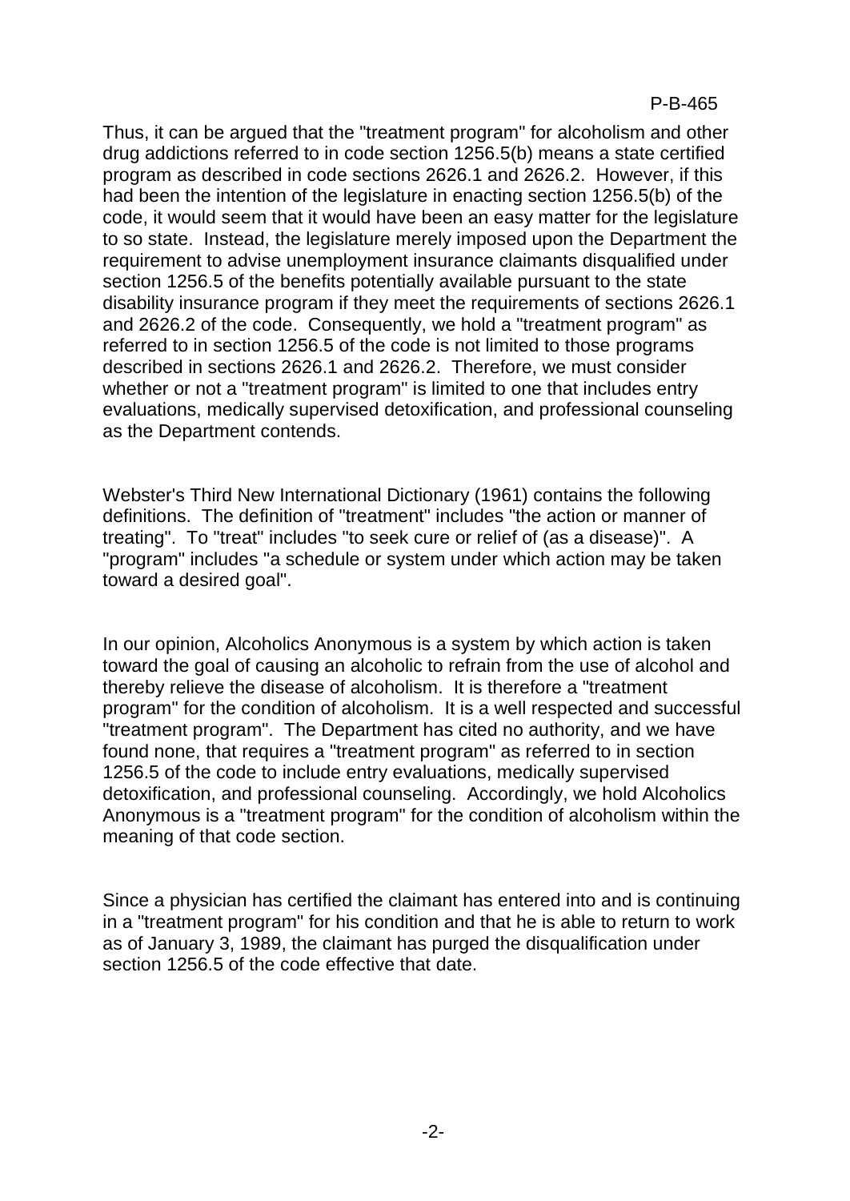Thus, it can be argued that the "treatment program" for alcoholism and other drug addictions referred to in code section 1256.5(b) means a state certified program as described in code sections 2626.1 and 2626.2. However, if this had been the intention of the legislature in enacting section 1256.5(b) of the code, it would seem that it would have been an easy matter for the legislature to so state. Instead, the legislature merely imposed upon the Department the requirement to advise unemployment insurance claimants disqualified under section 1256.5 of the benefits potentially available pursuant to the state disability insurance program if they meet the requirements of sections 2626.1 and 2626.2 of the code. Consequently, we hold a "treatment program" as referred to in section 1256.5 of the code is not limited to those programs described in sections 2626.1 and 2626.2. Therefore, we must consider whether or not a "treatment program" is limited to one that includes entry evaluations, medically supervised detoxification, and professional counseling as the Department contends.

Webster's Third New International Dictionary (1961) contains the following definitions. The definition of "treatment" includes "the action or manner of treating". To "treat" includes "to seek cure or relief of (as a disease)". A "program" includes "a schedule or system under which action may be taken toward a desired goal".

In our opinion, Alcoholics Anonymous is a system by which action is taken toward the goal of causing an alcoholic to refrain from the use of alcohol and thereby relieve the disease of alcoholism. It is therefore a "treatment program" for the condition of alcoholism. It is a well respected and successful "treatment program". The Department has cited no authority, and we have found none, that requires a "treatment program" as referred to in section 1256.5 of the code to include entry evaluations, medically supervised detoxification, and professional counseling. Accordingly, we hold Alcoholics Anonymous is a "treatment program" for the condition of alcoholism within the meaning of that code section.

Since a physician has certified the claimant has entered into and is continuing in a "treatment program" for his condition and that he is able to return to work as of January 3, 1989, the claimant has purged the disqualification under section 1256.5 of the code effective that date.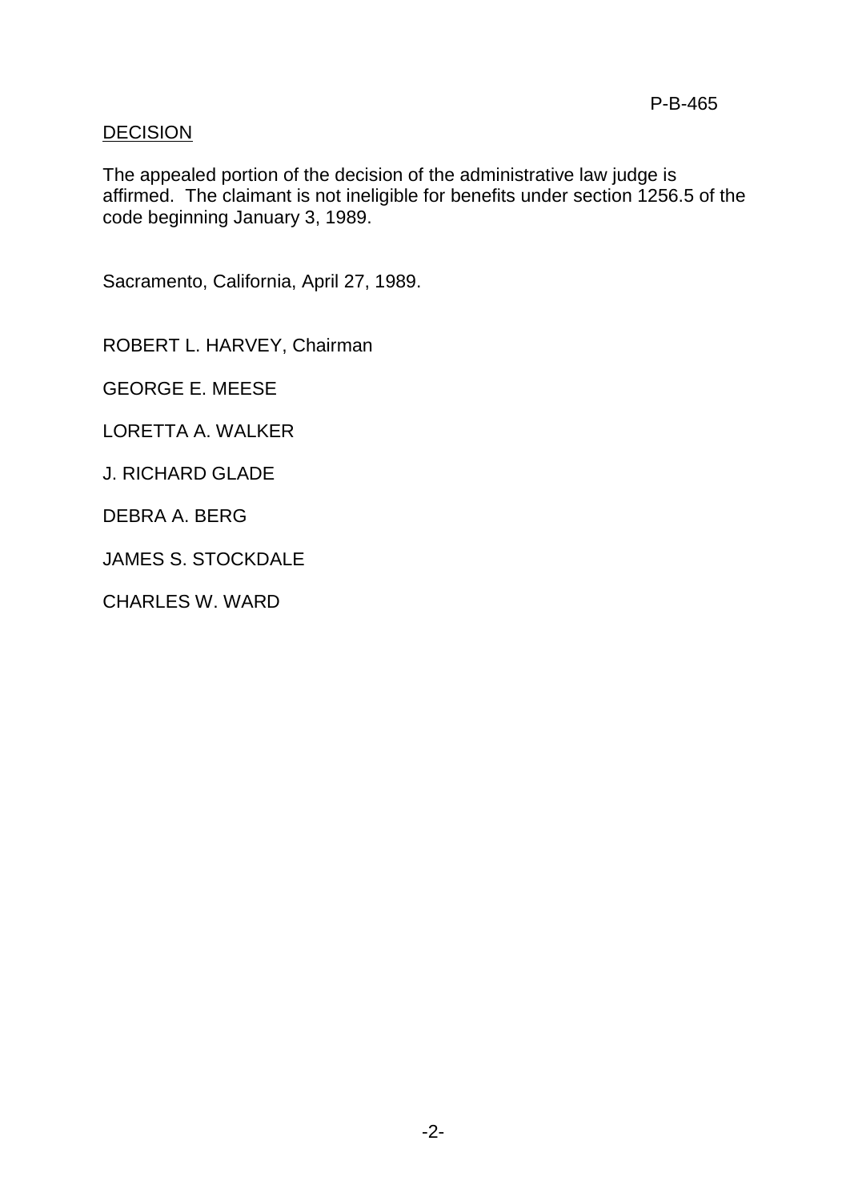DECISION

The appealed portion of the decision of the administrative law judge is affirmed. The claimant is not ineligible for benefits under section 1256.5 of the code beginning January 3, 1989.

Sacramento, California, April 27, 1989.

ROBERT L. HARVEY, Chairman

GEORGE E. MEESE

LORETTA A. WALKER

J. RICHARD GLADE

DEBRA A. BERG

JAMES S. STOCKDALE

CHARLES W. WARD